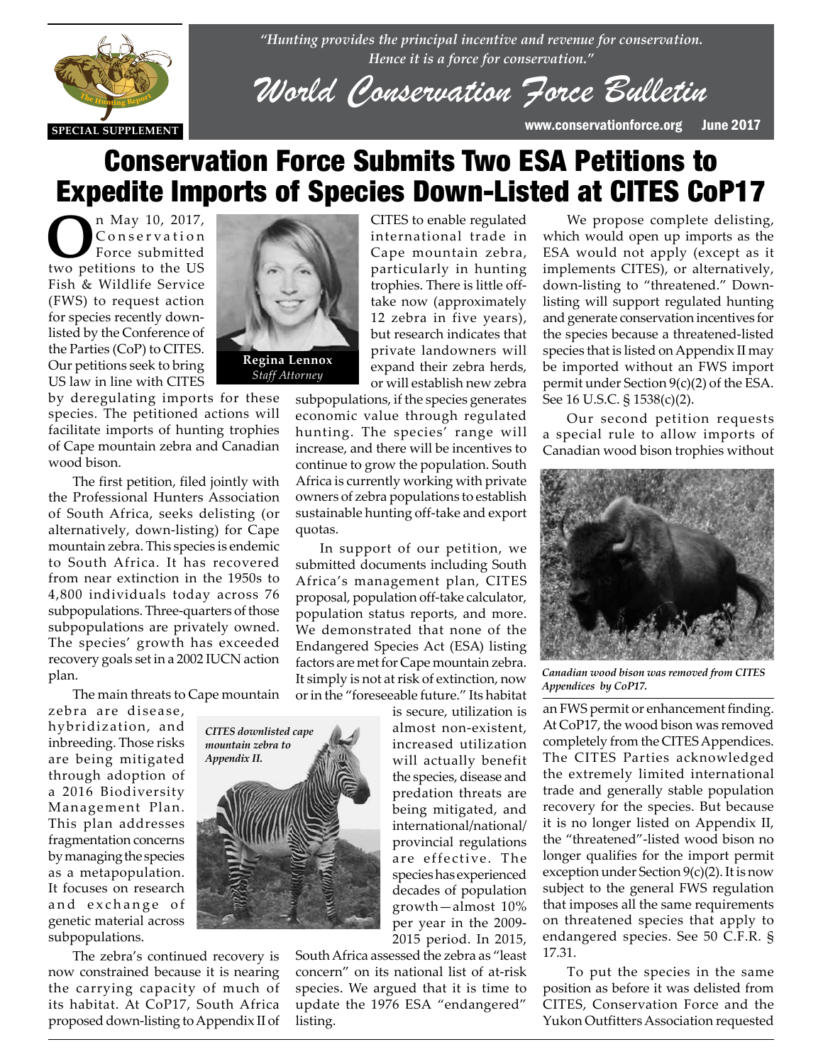*"Hunting provides the principal incentive and revenue for conservation. Hence it is a force for conservation."*

# World Conservation Force Bulletin

SPECIAL SUPPLEMENT

www.conservationforce.org June 2017

# Conservation Force Submits Two ESA Petitions to Expedite Imports of Species Down-Listed at CITES CoP17

**Regina Lennox**
*Staff Attorney*

On May 10, 2017, Conservation Force submitted two petitions to the US Fish & Wildlife Service (FWS) to request action for species recently down-listed by the Conference of the Parties (CoP) to CITES. Our petitions seek to bring US law in line with CITES by deregulating imports for these species. The petitioned actions will facilitate imports of hunting trophies of Cape mountain zebra and Canadian wood bison.

The first petition, filed jointly with the Professional Hunters Association of South Africa, seeks delisting (or alternatively, down-listing) for Cape mountain zebra. This species is endemic to South Africa. It has recovered from near extinction in the 1950s to 4,800 individuals today across 76 subpopulations. Three-quarters of those subpopulations are privately owned. The species' growth has exceeded recovery goals set in a 2002 IUCN action plan.

The main threats to Cape mountain zebra are disease, hybridization, and inbreeding. Those risks are being mitigated through adoption of a 2016 Biodiversity Management Plan. This plan addresses fragmentation concerns by managing the species as a metapopulation. It focuses on research and exchange of genetic material across subpopulations.

The zebra's continued recovery is now constrained because it is nearing the carrying capacity of much of its habitat. At CoP17, South Africa proposed down-listing to Appendix II of CITES to enable regulated international trade in Cape mountain zebra, particularly in hunting trophies. There is little off-take now (approximately 12 zebra in five years), but research indicates that private landowners will expand their zebra herds, or will establish new zebra subpopulations, if the species generates economic value through regulated hunting. The species' range will increase, and there will be incentives to continue to grow the population. South Africa is currently working with private owners of zebra populations to establish sustainable hunting off-take and export quotas.

In support of our petition, we submitted documents including South Africa's management plan, CITES proposal, population off-take calculator, population status reports, and more. We demonstrated that none of the Endangered Species Act (ESA) listing factors are met for Cape mountain zebra. It simply is not at risk of extinction, now or in the "foreseeable future." Its habitat is secure, utilization is almost non-existent, increased utilization will actually benefit the species, disease and predation threats are being mitigated, and international/national/provincial regulations are effective. The species has experienced decades of population growth—almost 10% per year in the 2009-2015 period. In 2015, South Africa assessed the zebra as "least concern" on its national list of at-risk species. We argued that it is time to update the 1976 ESA "endangered" listing.

*CITES downlisted cape mountain zebra to Appendix II.*

We propose complete delisting, which would open up imports as the ESA would not apply (except as it implements CITES), or alternatively, down-listing to "threatened." Down-listing will support regulated hunting and generate conservation incentives for the species because a threatened-listed species that is listed on Appendix II may be imported without an FWS import permit under Section 9(c)(2) of the ESA. See 16 U.S.C. § 1538(c)(2).

Our second petition requests a special rule to allow imports of Canadian wood bison trophies without an FWS permit or enhancement finding. At CoP17, the wood bison was removed completely from the CITES Appendices. The CITES Parties acknowledged the extremely limited international trade and generally stable population recovery for the species. But because it is no longer listed on Appendix II, the "threatened"-listed wood bison no longer qualifies for the import permit exception under Section 9(c)(2). It is now subject to the general FWS regulation that imposes all the same requirements on threatened species that apply to endangered species. See 50 C.F.R. § 17.31.

*Canadian wood bison was removed from CITES Appendices by CoP17.*

To put the species in the same position as before it was delisted from CITES, Conservation Force and the Yukon Outfitters Association requested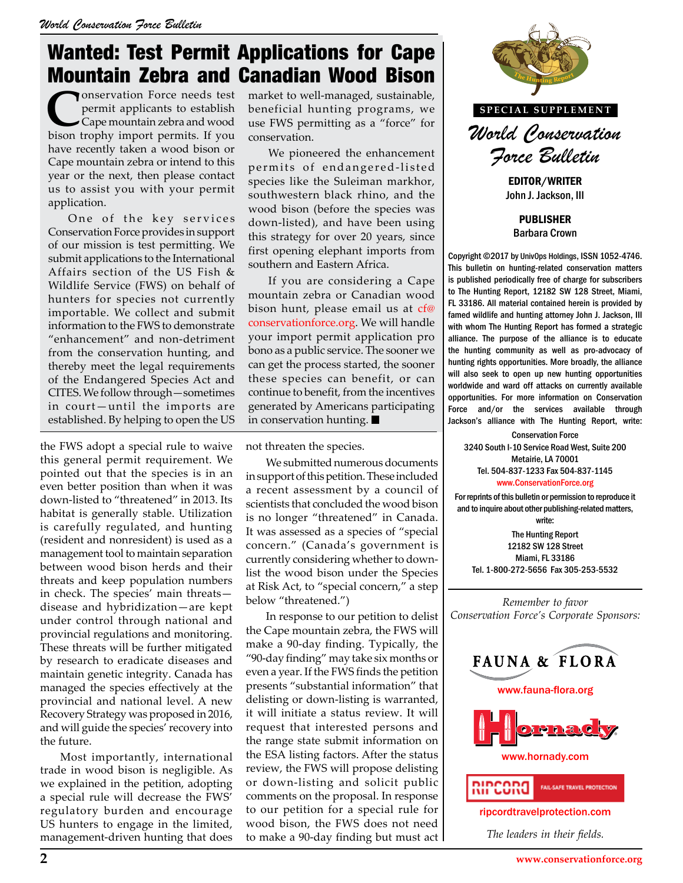# Wanted: Test Permit Applications for Cape Mountain Zebra and Canadian Wood Bison

Conservation Force needs test permit applicants to establish Cape mountain zebra and wood bison trophy import permits. If you have recently taken a wood bison or Cape mountain zebra or intend to this year or the next, then please contact us to assist you with your permit application.

One of the key services Conservation Force provides in support of our mission is test permitting. We submit applications to the International Affairs section of the US Fish & Wildlife Service (FWS) on behalf of hunters for species not currently importable. We collect and submit information to the FWS to demonstrate "enhancement" and non-detriment from the conservation hunting, and thereby meet the legal requirements of the Endangered Species Act and CITES. We follow through—sometimes in court—until the imports are established. By helping to open the US market to well-managed, sustainable, beneficial hunting programs, we use FWS permitting as a "force" for conservation.

We pioneered the enhancement permits of endangered-listed species like the Suleiman markhor, southwestern black rhino, and the wood bison (before the species was down-listed), and have been using this strategy for over 20 years, since first opening elephant imports from southern and Eastern Africa.

If you are considering a Cape mountain zebra or Canadian wood bison hunt, please email us at cf@conservationforce.org. We will handle your import permit application pro bono as a public service. The sooner we can get the process started, the sooner these species can benefit, or can continue to benefit, from the incentives generated by Americans participating in conservation hunting. ■

the FWS adopt a special rule to waive this general permit requirement. We pointed out that the species is in an even better position than when it was down-listed to "threatened" in 2013. Its habitat is generally stable. Utilization is carefully regulated, and hunting (resident and nonresident) is used as a management tool to maintain separation between wood bison herds and their threats and keep population numbers in check. The species' main threats—disease and hybridization—are kept under control through national and provincial regulations and monitoring. These threats will be further mitigated by research to eradicate diseases and maintain genetic integrity. Canada has managed the species effectively at the provincial and national level. A new Recovery Strategy was proposed in 2016, and will guide the species' recovery into the future.

Most importantly, international trade in wood bison is negligible. As we explained in the petition, adopting a special rule will decrease the FWS' regulatory burden and encourage US hunters to engage in the limited, management-driven hunting that does not threaten the species.

We submitted numerous documents in support of this petition. These included a recent assessment by a council of scientists that concluded the wood bison is no longer "threatened" in Canada. It was assessed as a species of "special concern." (Canada's government is currently considering whether to down-list the wood bison under the Species at Risk Act, to "special concern," a step below "threatened.")

In response to our petition to delist the Cape mountain zebra, the FWS will make a 90-day finding. Typically, the "90-day finding" may take six months or even a year. If the FWS finds the petition presents "substantial information" that delisting or down-listing is warranted, it will initiate a status review. It will request that interested persons and the range state submit information on the ESA listing factors. After the status review, the FWS will propose delisting or down-listing and solicit public comments on the proposal. In response to our petition for a special rule for wood bison, the FWS does not need to make a 90-day finding but must act

---

SPECIAL SUPPLEMENT

*World Conservation Force Bulletin*

**EDITOR/WRITER**
John J. Jackson, III

**PUBLISHER**
Barbara Crown

Copyright ©2017 by UnivOps Holdings, ISSN 1052-4746. This bulletin on hunting-related conservation matters is published periodically free of charge for subscribers to The Hunting Report, 12182 SW 128 Street, Miami, FL 33186. All material contained herein is provided by famed wildlife and hunting attorney John J. Jackson, III with whom The Hunting Report has formed a strategic alliance. The purpose of the alliance is to educate the hunting community as well as pro-advocacy of hunting rights opportunities. More broadly, the alliance will also seek to open up new hunting opportunities worldwide and ward off attacks on currently available opportunities. For more information on Conservation Force and/or the services available through Jackson's alliance with The Hunting Report, write:

Conservation Force
3240 South I-10 Service Road West, Suite 200
Metairie, LA 70001
Tel. 504-837-1233 Fax 504-837-1145
www.ConservationForce.org

For reprints of this bulletin or permission to reproduce it and to inquire about other publishing-related matters, write:

The Hunting Report
12182 SW 128 Street
Miami, FL 33186
Tel. 1-800-272-5656 Fax 305-253-5532

*Remember to favor Conservation Force's Corporate Sponsors:*

FAUNA & FLORA
www.fauna-flora.org

Hornady
www.hornady.com

RIPCORD FAIL-SAFE TRAVEL PROTECTION
ripcordtravelprotection.com

*The leaders in their fields.*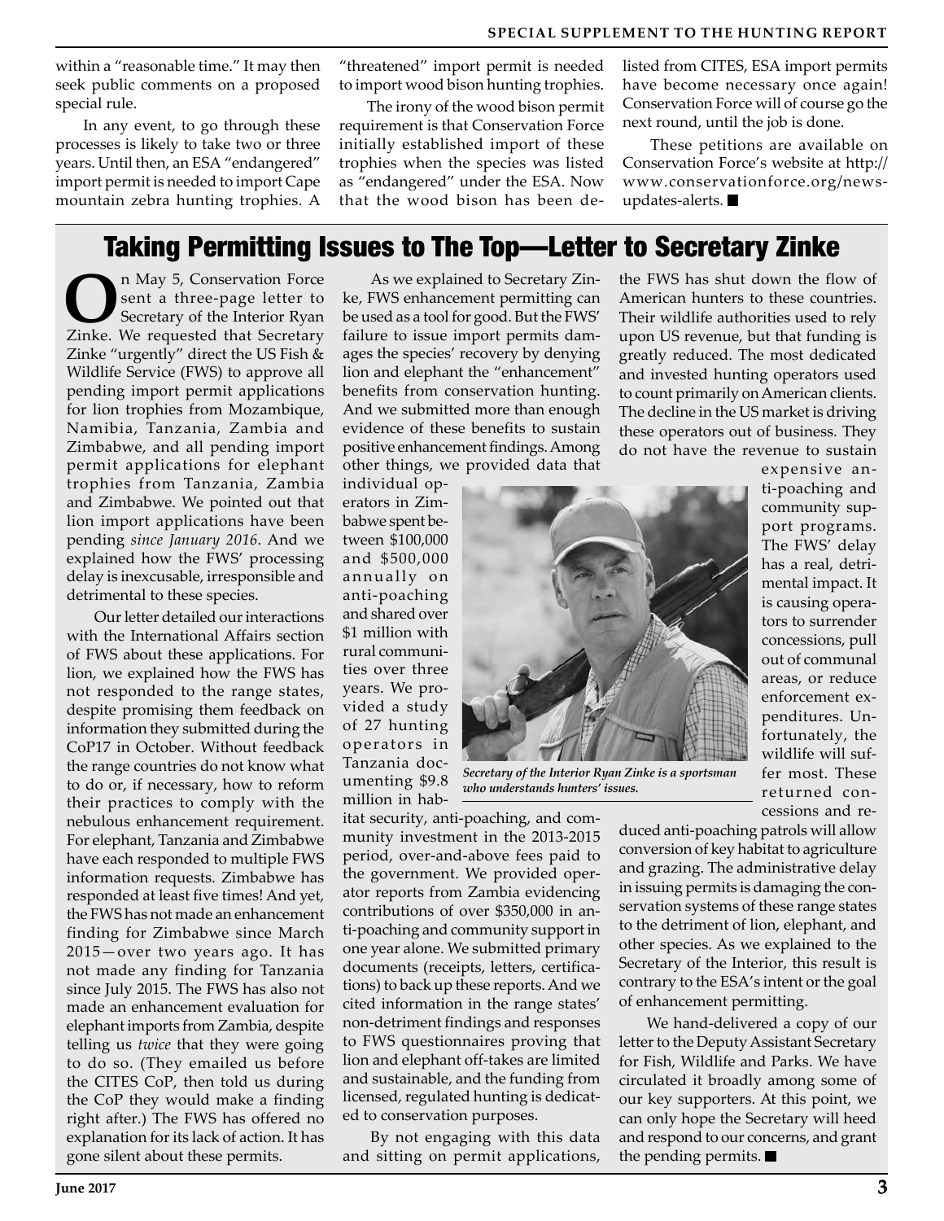within a "reasonable time." It may then seek public comments on a proposed special rule.

In any event, to go through these processes is likely to take two or three years. Until then, an ESA "endangered" import permit is needed to import Cape mountain zebra hunting trophies. A "threatened" import permit is needed to import wood bison hunting trophies.

The irony of the wood bison permit requirement is that Conservation Force initially established import of these trophies when the species was listed as "endangered" under the ESA. Now that the wood bison has been de-listed from CITES, ESA import permits have become necessary once again! Conservation Force will of course go the next round, until the job is done.

These petitions are available on Conservation Force's website at http://www.conservationforce.org/news-updates-alerts. ■

## Taking Permitting Issues to The Top—Letter to Secretary Zinke

On May 5, Conservation Force sent a three-page letter to Secretary of the Interior Ryan Zinke. We requested that Secretary Zinke "urgently" direct the US Fish & Wildlife Service (FWS) to approve all pending import permit applications for lion trophies from Mozambique, Namibia, Tanzania, Zambia and Zimbabwe, and all pending import permit applications for elephant trophies from Tanzania, Zambia and Zimbabwe. We pointed out that lion import applications have been pending *since January 2016*. And we explained how the FWS' processing delay is inexcusable, irresponsible and detrimental to these species.

Our letter detailed our interactions with the International Affairs section of FWS about these applications. For lion, we explained how the FWS has not responded to the range states, despite promising them feedback on information they submitted during the CoP17 in October. Without feedback the range countries do not know what to do or, if necessary, how to reform their practices to comply with the nebulous enhancement requirement. For elephant, Tanzania and Zimbabwe have each responded to multiple FWS information requests. Zimbabwe has responded at least five times! And yet, the FWS has not made an enhancement finding for Zimbabwe since March 2015—over two years ago. It has not made any finding for Tanzania since July 2015. The FWS has also not made an enhancement evaluation for elephant imports from Zambia, despite telling us *twice* that they were going to do so. (They emailed us before the CITES CoP, then told us during the CoP they would make a finding right after.) The FWS has offered no explanation for its lack of action. It has gone silent about these permits.

As we explained to Secretary Zinke, FWS enhancement permitting can be used as a tool for good. But the FWS' failure to issue import permits damages the species' recovery by denying lion and elephant the "enhancement" benefits from conservation hunting. And we submitted more than enough evidence of these benefits to sustain positive enhancement findings. Among other things, we provided data that individual operators in Zimbabwe spent between \$100,000 and \$500,000 annually on anti-poaching and shared over \$1 million with rural communities over three years. We provided a study of 27 hunting operators in Tanzania documenting \$9.8 million in habitat security, anti-poaching, and community investment in the 2013-2015 period, over-and-above fees paid to the government. We provided operator reports from Zambia evidencing contributions of over \$350,000 in anti-poaching and community support in one year alone. We submitted primary documents (receipts, letters, certifications) to back up these reports. And we cited information in the range states' non-detriment findings and responses to FWS questionnaires proving that lion and elephant off-takes are limited and sustainable, and the funding from licensed, regulated hunting is dedicated to conservation purposes.

*Secretary of the Interior Ryan Zinke is a sportsman who understands hunters' issues.*

By not engaging with this data and sitting on permit applications, the FWS has shut down the flow of American hunters to these countries. Their wildlife authorities used to rely upon US revenue, but that funding is greatly reduced. The most dedicated and invested hunting operators used to count primarily on American clients. The decline in the US market is driving these operators out of business. They do not have the revenue to sustain expensive anti-poaching and community support programs. The FWS' delay has a real, detrimental impact. It is causing operators to surrender concessions, pull out of communal areas, or reduce enforcement expenditures. Unfortunately, the wildlife will suffer most. These returned concessions and reduced anti-poaching patrols will allow conversion of key habitat to agriculture and grazing. The administrative delay in issuing permits is damaging the conservation systems of these range states to the detriment of lion, elephant, and other species. As we explained to the Secretary of the Interior, this result is contrary to the ESA's intent or the goal of enhancement permitting.

We hand-delivered a copy of our letter to the Deputy Assistant Secretary for Fish, Wildlife and Parks. We have circulated it broadly among some of our key supporters. At this point, we can only hope the Secretary will heed and respond to our concerns, and grant the pending permits. ■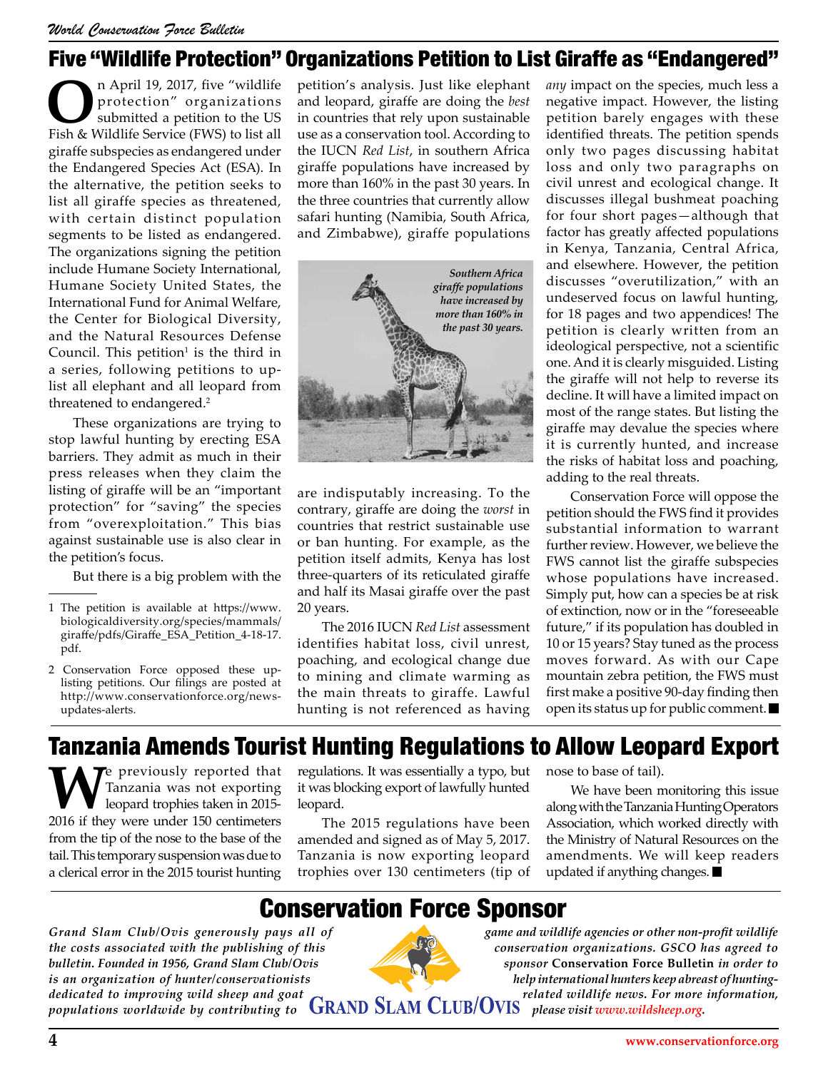## Five "Wildlife Protection" Organizations Petition to List Giraffe as "Endangered"

On April 19, 2017, five "wildlife protection" organizations submitted a petition to the US Fish & Wildlife Service (FWS) to list all giraffe subspecies as endangered under the Endangered Species Act (ESA). In the alternative, the petition seeks to list all giraffe species as threatened, with certain distinct population segments to be listed as endangered. The organizations signing the petition include Humane Society International, Humane Society United States, the International Fund for Animal Welfare, the Center for Biological Diversity, and the Natural Resources Defense Council. This petition[1] is the third in a series, following petitions to uplist all elephant and all leopard from threatened to endangered.[2]

These organizations are trying to stop lawful hunting by erecting ESA barriers. They admit as much in their press releases when they claim the listing of giraffe will be an "important protection" for "saving" the species from "overexploitation." This bias against sustainable use is also clear in the petition's focus.

But there is a big problem with the petition's analysis. Just like elephant and leopard, giraffe are doing the *best* in countries that rely upon sustainable use as a conservation tool. According to the IUCN *Red List*, in southern Africa giraffe populations have increased by more than 160% in the past 30 years. In the three countries that currently allow safari hunting (Namibia, South Africa, and Zimbabwe), giraffe populations are indisputably increasing. To the contrary, giraffe are doing the *worst* in countries that restrict sustainable use or ban hunting. For example, as the petition itself admits, Kenya has lost three-quarters of its reticulated giraffe and half its Masai giraffe over the past 20 years.

*Southern Africa giraffe populations have increased by more than 160% in the past 30 years.*

The 2016 IUCN *Red List* assessment identifies habitat loss, civil unrest, poaching, and ecological change due to mining and climate warming as the main threats to giraffe. Lawful hunting is not referenced as having *any* impact on the species, much less a negative impact. However, the listing petition barely engages with these identified threats. The petition spends only two pages discussing habitat loss and only two paragraphs on civil unrest and ecological change. It discusses illegal bushmeat poaching for four short pages—although that factor has greatly affected populations in Kenya, Tanzania, Central Africa, and elsewhere. However, the petition discusses "overutilization," with an undeserved focus on lawful hunting, for 18 pages and two appendices! The petition is clearly written from an ideological perspective, not a scientific one. And it is clearly misguided. Listing the giraffe will not help to reverse its decline. It will have a limited impact on most of the range states. But listing the giraffe may devalue the species where it is currently hunted, and increase the risks of habitat loss and poaching, adding to the real threats.

Conservation Force will oppose the petition should the FWS find it provides substantial information to warrant further review. However, we believe the FWS cannot list the giraffe subspecies whose populations have increased. Simply put, how can a species be at risk of extinction, now or in the "foreseeable future," if its population has doubled in 10 or 15 years? Stay tuned as the process moves forward. As with our Cape mountain zebra petition, the FWS must first make a positive 90-day finding then open its status up for public comment. ■

1 The petition is available at https://www.biologicaldiversity.org/species/mammals/giraffe/pdfs/Giraffe_ESA_Petition_4-18-17.pdf.

2 Conservation Force opposed these uplisting petitions. Our filings are posted at http://www.conservationforce.org/news-updates-alerts.

## Tanzania Amends Tourist Hunting Regulations to Allow Leopard Export

We previously reported that Tanzania was not exporting leopard trophies taken in 2015-2016 if they were under 150 centimeters from the tip of the nose to the base of the tail. This temporary suspension was due to a clerical error in the 2015 tourist hunting regulations. It was essentially a typo, but it was blocking export of lawfully hunted leopard.

The 2015 regulations have been amended and signed as of May 5, 2017. Tanzania is now exporting leopard trophies over 130 centimeters (tip of nose to base of tail).

We have been monitoring this issue along with the Tanzania Hunting Operators Association, which worked directly with the Ministry of Natural Resources on the amendments. We will keep readers updated if anything changes. ■

## Conservation Force Sponsor

*Grand Slam Club/Ovis generously pays all of the costs associated with the publishing of this bulletin. Founded in 1956, Grand Slam Club/Ovis is an organization of hunter/conservationists dedicated to improving wild sheep and goat populations worldwide by contributing to game and wildlife agencies or other non-profit wildlife conservation organizations. GSCO has agreed to sponsor* **Conservation Force Bulletin** *in order to help international hunters keep abreast of hunting-related wildlife news. For more information, please visit www.wildsheep.org.*

GRAND SLAM CLUB/OVIS